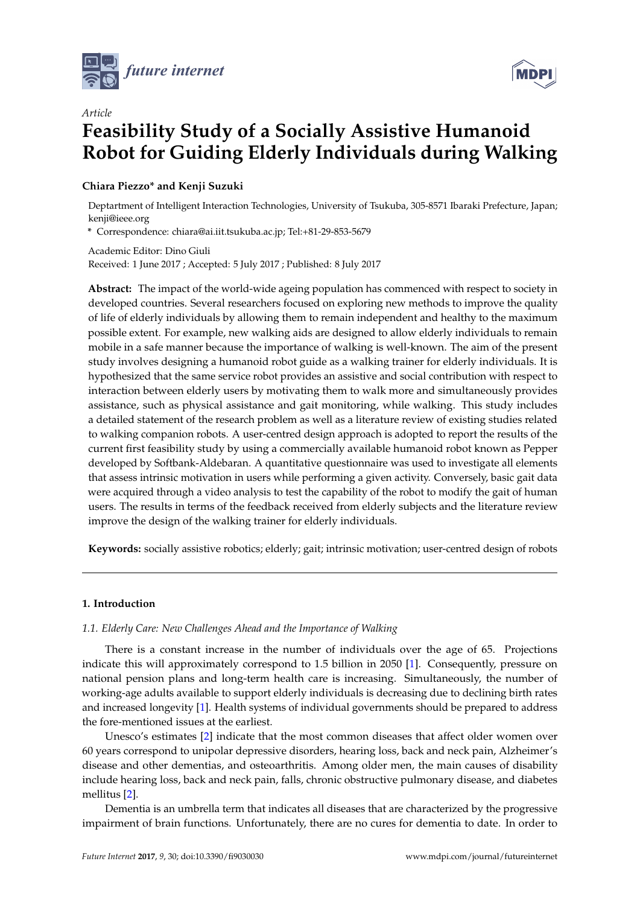*Article*

# Feasibility Study of a Socially Assistive Humanoid Robot for Guiding Elderly Individuals during Walking

**Chiara Piezzo* and Kenji Suzuki**

Deptartment of Intelligent Interaction Technologies, University of Tsukuba, 305-8571 Ibaraki Prefecture, Japan; kenji@ieee.org

**\*** Correspondence: chiara@ai.iit.tsukuba.ac.jp; Tel:+81-29-853-5679

Academic Editor: Dino Giuli
Received: 1 June 2017 ; Accepted: 5 July 2017 ; Published: 8 July 2017

**Abstract:** The impact of the world-wide ageing population has commenced with respect to society in developed countries. Several researchers focused on exploring new methods to improve the quality of life of elderly individuals by allowing them to remain independent and healthy to the maximum possible extent. For example, new walking aids are designed to allow elderly individuals to remain mobile in a safe manner because the importance of walking is well-known. The aim of the present study involves designing a humanoid robot guide as a walking trainer for elderly individuals. It is hypothesized that the same service robot provides an assistive and social contribution with respect to interaction between elderly users by motivating them to walk more and simultaneously provides assistance, such as physical assistance and gait monitoring, while walking. This study includes a detailed statement of the research problem as well as a literature review of existing studies related to walking companion robots. A user-centred design approach is adopted to report the results of the current first feasibility study by using a commercially available humanoid robot known as Pepper developed by Softbank-Aldebaran. A quantitative questionnaire was used to investigate all elements that assess intrinsic motivation in users while performing a given activity. Conversely, basic gait data were acquired through a video analysis to test the capability of the robot to modify the gait of human users. The results in terms of the feedback received from elderly subjects and the literature review improve the design of the walking trainer for elderly individuals.

**Keywords:** socially assistive robotics; elderly; gait; intrinsic motivation; user-centred design of robots

## 1. Introduction

### 1.1. Elderly Care: New Challenges Ahead and the Importance of Walking

There is a constant increase in the number of individuals over the age of 65. Projections indicate this will approximately correspond to 1.5 billion in 2050 [1]. Consequently, pressure on national pension plans and long-term health care is increasing. Simultaneously, the number of working-age adults available to support elderly individuals is decreasing due to declining birth rates and increased longevity [1]. Health systems of individual governments should be prepared to address the fore-mentioned issues at the earliest.

Unesco's estimates [2] indicate that the most common diseases that affect older women over 60 years correspond to unipolar depressive disorders, hearing loss, back and neck pain, Alzheimer's disease and other dementias, and osteoarthritis. Among older men, the main causes of disability include hearing loss, back and neck pain, falls, chronic obstructive pulmonary disease, and diabetes mellitus [2].

Dementia is an umbrella term that indicates all diseases that are characterized by the progressive impairment of brain functions. Unfortunately, there are no cures for dementia to date. In order to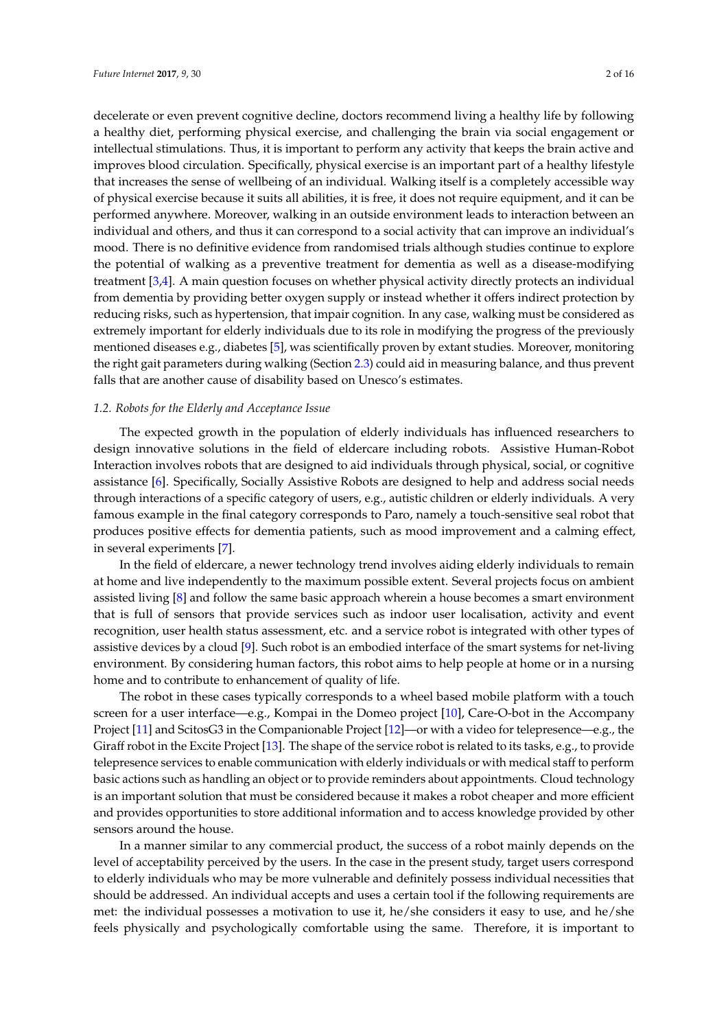decelerate or even prevent cognitive decline, doctors recommend living a healthy life by following a healthy diet, performing physical exercise, and challenging the brain via social engagement or intellectual stimulations. Thus, it is important to perform any activity that keeps the brain active and improves blood circulation. Specifically, physical exercise is an important part of a healthy lifestyle that increases the sense of wellbeing of an individual. Walking itself is a completely accessible way of physical exercise because it suits all abilities, it is free, it does not require equipment, and it can be performed anywhere. Moreover, walking in an outside environment leads to interaction between an individual and others, and thus it can correspond to a social activity that can improve an individual's mood. There is no definitive evidence from randomised trials although studies continue to explore the potential of walking as a preventive treatment for dementia as well as a disease-modifying treatment [3,4]. A main question focuses on whether physical activity directly protects an individual from dementia by providing better oxygen supply or instead whether it offers indirect protection by reducing risks, such as hypertension, that impair cognition. In any case, walking must be considered as extremely important for elderly individuals due to its role in modifying the progress of the previously mentioned diseases e.g., diabetes [5], was scientifically proven by extant studies. Moreover, monitoring the right gait parameters during walking (Section 2.3) could aid in measuring balance, and thus prevent falls that are another cause of disability based on Unesco's estimates.

### *1.2. Robots for the Elderly and Acceptance Issue*

The expected growth in the population of elderly individuals has influenced researchers to design innovative solutions in the field of eldercare including robots. Assistive Human-Robot Interaction involves robots that are designed to aid individuals through physical, social, or cognitive assistance [6]. Specifically, Socially Assistive Robots are designed to help and address social needs through interactions of a specific category of users, e.g., autistic children or elderly individuals. A very famous example in the final category corresponds to Paro, namely a touch-sensitive seal robot that produces positive effects for dementia patients, such as mood improvement and a calming effect, in several experiments [7].

In the field of eldercare, a newer technology trend involves aiding elderly individuals to remain at home and live independently to the maximum possible extent. Several projects focus on ambient assisted living [8] and follow the same basic approach wherein a house becomes a smart environment that is full of sensors that provide services such as indoor user localisation, activity and event recognition, user health status assessment, etc. and a service robot is integrated with other types of assistive devices by a cloud [9]. Such robot is an embodied interface of the smart systems for net-living environment. By considering human factors, this robot aims to help people at home or in a nursing home and to contribute to enhancement of quality of life.

The robot in these cases typically corresponds to a wheel based mobile platform with a touch screen for a user interface—e.g., Kompai in the Domeo project [10], Care-O-bot in the Accompany Project [11] and ScitosG3 in the Companionable Project [12]—or with a video for telepresence—e.g., the Giraff robot in the Excite Project [13]. The shape of the service robot is related to its tasks, e.g., to provide telepresence services to enable communication with elderly individuals or with medical staff to perform basic actions such as handling an object or to provide reminders about appointments. Cloud technology is an important solution that must be considered because it makes a robot cheaper and more efficient and provides opportunities to store additional information and to access knowledge provided by other sensors around the house.

In a manner similar to any commercial product, the success of a robot mainly depends on the level of acceptability perceived by the users. In the case in the present study, target users correspond to elderly individuals who may be more vulnerable and definitely possess individual necessities that should be addressed. An individual accepts and uses a certain tool if the following requirements are met: the individual possesses a motivation to use it, he/she considers it easy to use, and he/she feels physically and psychologically comfortable using the same. Therefore, it is important to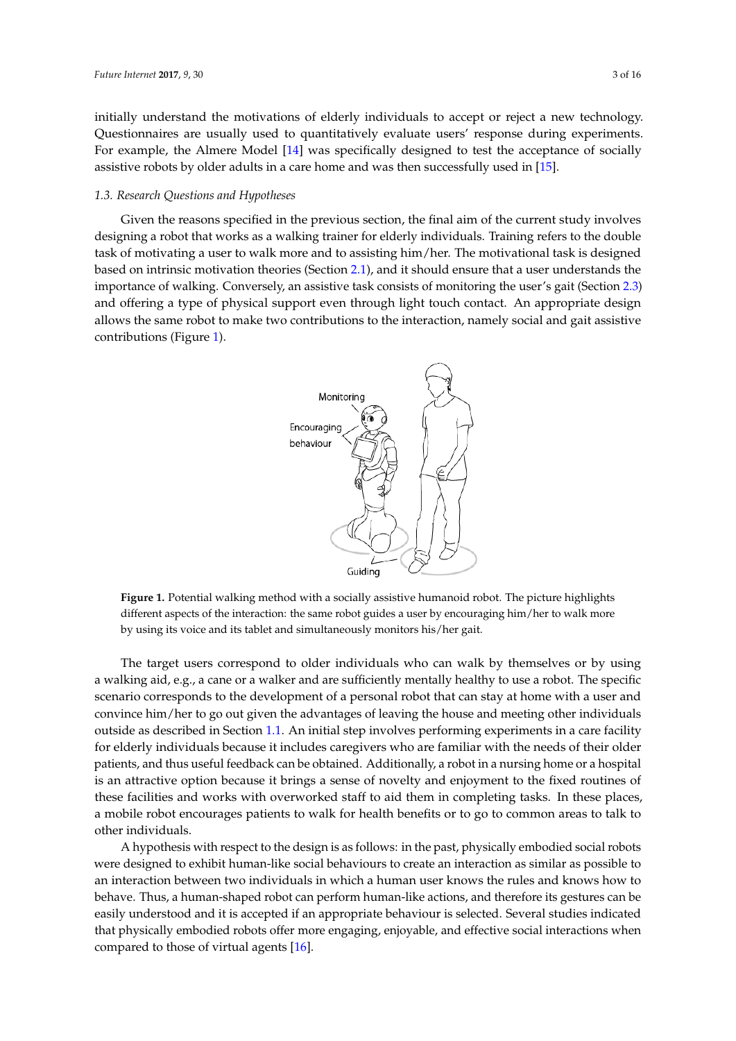initially understand the motivations of elderly individuals to accept or reject a new technology. Questionnaires are usually used to quantitatively evaluate users' response during experiments. For example, the Almere Model [14] was specifically designed to test the acceptance of socially assistive robots by older adults in a care home and was then successfully used in [15].

### *1.3. Research Questions and Hypotheses*

Given the reasons specified in the previous section, the final aim of the current study involves designing a robot that works as a walking trainer for elderly individuals. Training refers to the double task of motivating a user to walk more and to assisting him/her. The motivational task is designed based on intrinsic motivation theories (Section 2.1), and it should ensure that a user understands the importance of walking. Conversely, an assistive task consists of monitoring the user's gait (Section 2.3) and offering a type of physical support even through light touch contact. An appropriate design allows the same robot to make two contributions to the interaction, namely social and gait assistive contributions (Figure 1).

**Figure 1.** Potential walking method with a socially assistive humanoid robot. The picture highlights different aspects of the interaction: the same robot guides a user by encouraging him/her to walk more by using its voice and its tablet and simultaneously monitors his/her gait.

The target users correspond to older individuals who can walk by themselves or by using a walking aid, e.g., a cane or a walker and are sufficiently mentally healthy to use a robot. The specific scenario corresponds to the development of a personal robot that can stay at home with a user and convince him/her to go out given the advantages of leaving the house and meeting other individuals outside as described in Section 1.1. An initial step involves performing experiments in a care facility for elderly individuals because it includes caregivers who are familiar with the needs of their older patients, and thus useful feedback can be obtained. Additionally, a robot in a nursing home or a hospital is an attractive option because it brings a sense of novelty and enjoyment to the fixed routines of these facilities and works with overworked staff to aid them in completing tasks. In these places, a mobile robot encourages patients to walk for health benefits or to go to common areas to talk to other individuals.

A hypothesis with respect to the design is as follows: in the past, physically embodied social robots were designed to exhibit human-like social behaviours to create an interaction as similar as possible to an interaction between two individuals in which a human user knows the rules and knows how to behave. Thus, a human-shaped robot can perform human-like actions, and therefore its gestures can be easily understood and it is accepted if an appropriate behaviour is selected. Several studies indicated that physically embodied robots offer more engaging, enjoyable, and effective social interactions when compared to those of virtual agents [16].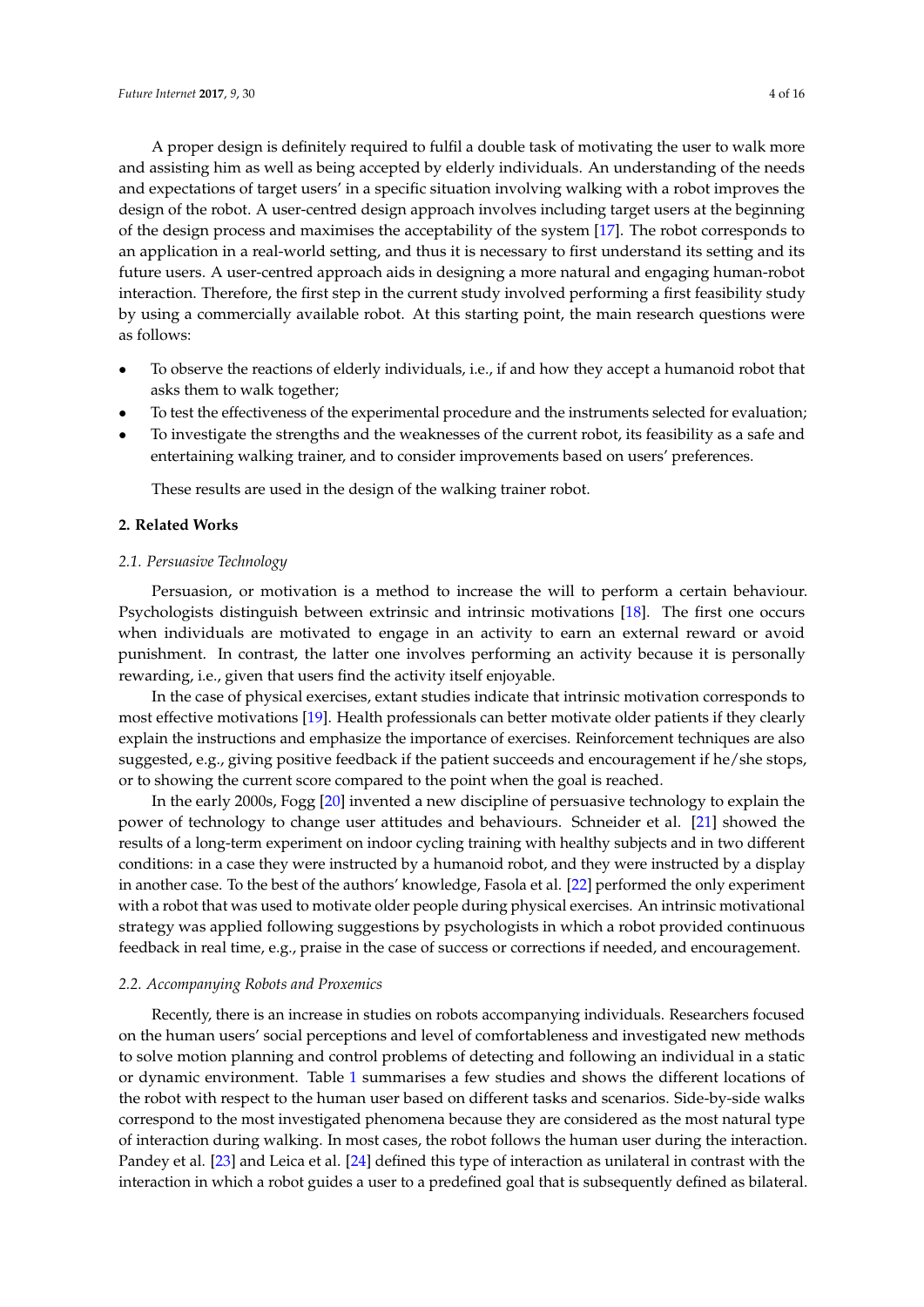A proper design is definitely required to fulfil a double task of motivating the user to walk more and assisting him as well as being accepted by elderly individuals. An understanding of the needs and expectations of target users' in a specific situation involving walking with a robot improves the design of the robot. A user-centred design approach involves including target users at the beginning of the design process and maximises the acceptability of the system [17]. The robot corresponds to an application in a real-world setting, and thus it is necessary to first understand its setting and its future users. A user-centred approach aids in designing a more natural and engaging human-robot interaction. Therefore, the first step in the current study involved performing a first feasibility study by using a commercially available robot. At this starting point, the main research questions were as follows:

- To observe the reactions of elderly individuals, i.e., if and how they accept a humanoid robot that asks them to walk together;
- To test the effectiveness of the experimental procedure and the instruments selected for evaluation;
- To investigate the strengths and the weaknesses of the current robot, its feasibility as a safe and entertaining walking trainer, and to consider improvements based on users' preferences.

These results are used in the design of the walking trainer robot.

## 2. Related Works

### 2.1. Persuasive Technology

Persuasion, or motivation is a method to increase the will to perform a certain behaviour. Psychologists distinguish between extrinsic and intrinsic motivations [18]. The first one occurs when individuals are motivated to engage in an activity to earn an external reward or avoid punishment. In contrast, the latter one involves performing an activity because it is personally rewarding, i.e., given that users find the activity itself enjoyable.

In the case of physical exercises, extant studies indicate that intrinsic motivation corresponds to most effective motivations [19]. Health professionals can better motivate older patients if they clearly explain the instructions and emphasize the importance of exercises. Reinforcement techniques are also suggested, e.g., giving positive feedback if the patient succeeds and encouragement if he/she stops, or to showing the current score compared to the point when the goal is reached.

In the early 2000s, Fogg [20] invented a new discipline of persuasive technology to explain the power of technology to change user attitudes and behaviours. Schneider et al. [21] showed the results of a long-term experiment on indoor cycling training with healthy subjects and in two different conditions: in a case they were instructed by a humanoid robot, and they were instructed by a display in another case. To the best of the authors' knowledge, Fasola et al. [22] performed the only experiment with a robot that was used to motivate older people during physical exercises. An intrinsic motivational strategy was applied following suggestions by psychologists in which a robot provided continuous feedback in real time, e.g., praise in the case of success or corrections if needed, and encouragement.

### 2.2. Accompanying Robots and Proxemics

Recently, there is an increase in studies on robots accompanying individuals. Researchers focused on the human users' social perceptions and level of comfortableness and investigated new methods to solve motion planning and control problems of detecting and following an individual in a static or dynamic environment. Table 1 summarises a few studies and shows the different locations of the robot with respect to the human user based on different tasks and scenarios. Side-by-side walks correspond to the most investigated phenomena because they are considered as the most natural type of interaction during walking. In most cases, the robot follows the human user during the interaction. Pandey et al. [23] and Leica et al. [24] defined this type of interaction as unilateral in contrast with the interaction in which a robot guides a user to a predefined goal that is subsequently defined as bilateral.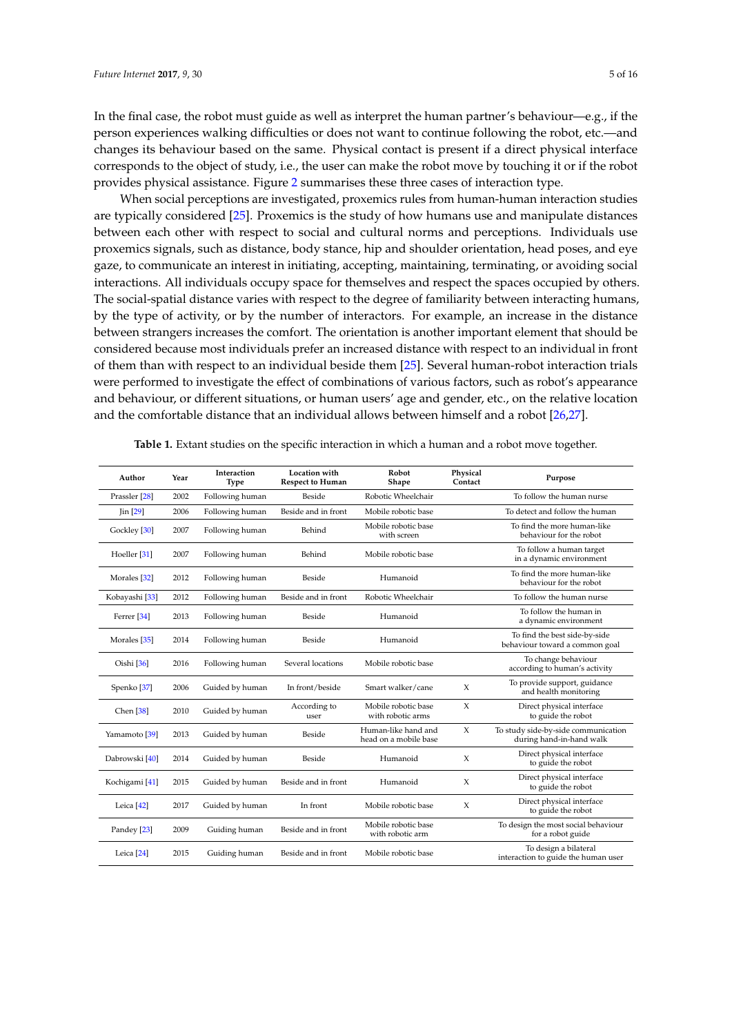In the final case, the robot must guide as well as interpret the human partner's behaviour—e.g., if the person experiences walking difficulties or does not want to continue following the robot, etc.—and changes its behaviour based on the same. Physical contact is present if a direct physical interface corresponds to the object of study, i.e., the user can make the robot move by touching it or if the robot provides physical assistance. Figure 2 summarises these three cases of interaction type.

When social perceptions are investigated, proxemics rules from human-human interaction studies are typically considered [25]. Proxemics is the study of how humans use and manipulate distances between each other with respect to social and cultural norms and perceptions. Individuals use proxemics signals, such as distance, body stance, hip and shoulder orientation, head poses, and eye gaze, to communicate an interest in initiating, accepting, maintaining, terminating, or avoiding social interactions. All individuals occupy space for themselves and respect the spaces occupied by others. The social-spatial distance varies with respect to the degree of familiarity between interacting humans, by the type of activity, or by the number of interactors. For example, an increase in the distance between strangers increases the comfort. The orientation is another important element that should be considered because most individuals prefer an increased distance with respect to an individual in front of them than with respect to an individual beside them [25]. Several human-robot interaction trials were performed to investigate the effect of combinations of various factors, such as robot's appearance and behaviour, or different situations, or human users' age and gender, etc., on the relative location and the comfortable distance that an individual allows between himself and a robot [26,27].

**Table 1.** Extant studies on the specific interaction in which a human and a robot move together.

| Author | Year | Interaction Type | Location with Respect to Human | Robot Shape | Physical Contact | Purpose |
|---|---|---|---|---|---|---|
| Prassler [28] | 2002 | Following human | Beside | Robotic Wheelchair | | To follow the human nurse |
| Jin [29] | 2006 | Following human | Beside and in front | Mobile robotic base | | To detect and follow the human |
| Gockley [30] | 2007 | Following human | Behind | Mobile robotic base with screen | | To find the more human-like behaviour for the robot |
| Hoeller [31] | 2007 | Following human | Behind | Mobile robotic base | | To follow a human target in a dynamic environment |
| Morales [32] | 2012 | Following human | Beside | Humanoid | | To find the more human-like behaviour for the robot |
| Kobayashi [33] | 2012 | Following human | Beside and in front | Robotic Wheelchair | | To follow the human nurse |
| Ferrer [34] | 2013 | Following human | Beside | Humanoid | | To follow the human in a dynamic environment |
| Morales [35] | 2014 | Following human | Beside | Humanoid | | To find the best side-by-side behaviour toward a common goal |
| Oishi [36] | 2016 | Following human | Several locations | Mobile robotic base | | To change behaviour according to human's activity |
| Spenko [37] | 2006 | Guided by human | In front/beside | Smart walker/cane | X | To provide support, guidance and health monitoring |
| Chen [38] | 2010 | Guided by human | According to user | Mobile robotic base with robotic arms | X | Direct physical interface to guide the robot |
| Yamamoto [39] | 2013 | Guided by human | Beside | Human-like hand and head on a mobile base | X | To study side-by-side communication during hand-in-hand walk |
| Dabrowski [40] | 2014 | Guided by human | Beside | Humanoid | X | Direct physical interface to guide the robot |
| Kochigami [41] | 2015 | Guided by human | Beside and in front | Humanoid | X | Direct physical interface to guide the robot |
| Leica [42] | 2017 | Guided by human | In front | Mobile robotic base | X | Direct physical interface to guide the robot |
| Pandey [23] | 2009 | Guiding human | Beside and in front | Mobile robotic base with robotic arm | | To design the most social behaviour for a robot guide |
| Leica [24] | 2015 | Guiding human | Beside and in front | Mobile robotic base | | To design a bilateral interaction to guide the human user |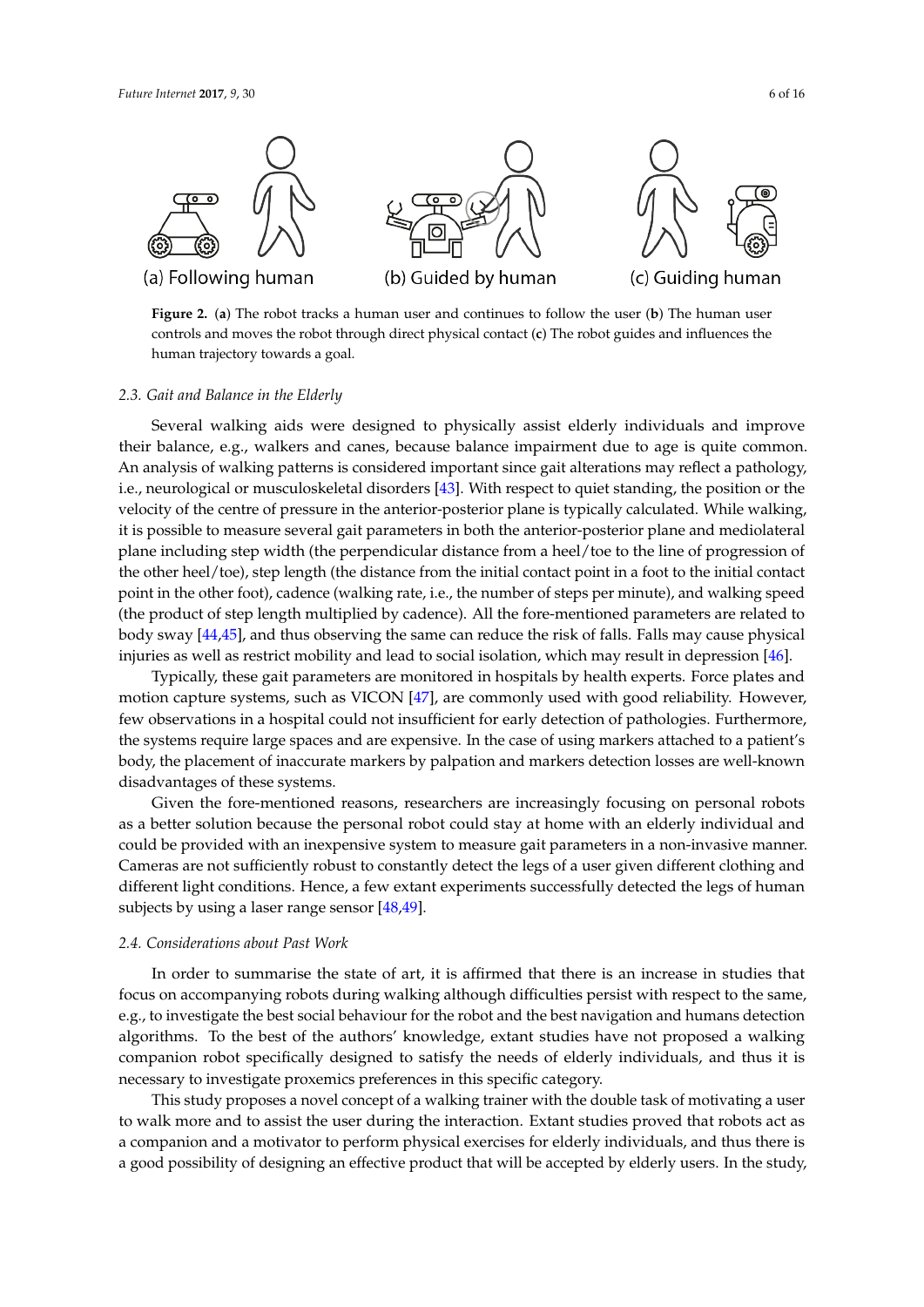(a) Following human (b) Guided by human (c) Guiding human

**Figure 2.** (**a**) The robot tracks a human user and continues to follow the user (**b**) The human user controls and moves the robot through direct physical contact (**c**) The robot guides and influences the human trajectory towards a goal.

### 2.3. Gait and Balance in the Elderly

Several walking aids were designed to physically assist elderly individuals and improve their balance, e.g., walkers and canes, because balance impairment due to age is quite common. An analysis of walking patterns is considered important since gait alterations may reflect a pathology, i.e., neurological or musculoskeletal disorders [43]. With respect to quiet standing, the position or the velocity of the centre of pressure in the anterior-posterior plane is typically calculated. While walking, it is possible to measure several gait parameters in both the anterior-posterior plane and mediolateral plane including step width (the perpendicular distance from a heel/toe to the line of progression of the other heel/toe), step length (the distance from the initial contact point in a foot to the initial contact point in the other foot), cadence (walking rate, i.e., the number of steps per minute), and walking speed (the product of step length multiplied by cadence). All the fore-mentioned parameters are related to body sway [44,45], and thus observing the same can reduce the risk of falls. Falls may cause physical injuries as well as restrict mobility and lead to social isolation, which may result in depression [46].

Typically, these gait parameters are monitored in hospitals by health experts. Force plates and motion capture systems, such as VICON [47], are commonly used with good reliability. However, few observations in a hospital could not insufficient for early detection of pathologies. Furthermore, the systems require large spaces and are expensive. In the case of using markers attached to a patient's body, the placement of inaccurate markers by palpation and markers detection losses are well-known disadvantages of these systems.

Given the fore-mentioned reasons, researchers are increasingly focusing on personal robots as a better solution because the personal robot could stay at home with an elderly individual and could be provided with an inexpensive system to measure gait parameters in a non-invasive manner. Cameras are not sufficiently robust to constantly detect the legs of a user given different clothing and different light conditions. Hence, a few extant experiments successfully detected the legs of human subjects by using a laser range sensor [48,49].

### 2.4. Considerations about Past Work

In order to summarise the state of art, it is affirmed that there is an increase in studies that focus on accompanying robots during walking although difficulties persist with respect to the same, e.g., to investigate the best social behaviour for the robot and the best navigation and humans detection algorithms. To the best of the authors' knowledge, extant studies have not proposed a walking companion robot specifically designed to satisfy the needs of elderly individuals, and thus it is necessary to investigate proxemics preferences in this specific category.

This study proposes a novel concept of a walking trainer with the double task of motivating a user to walk more and to assist the user during the interaction. Extant studies proved that robots act as a companion and a motivator to perform physical exercises for elderly individuals, and thus there is a good possibility of designing an effective product that will be accepted by elderly users. In the study,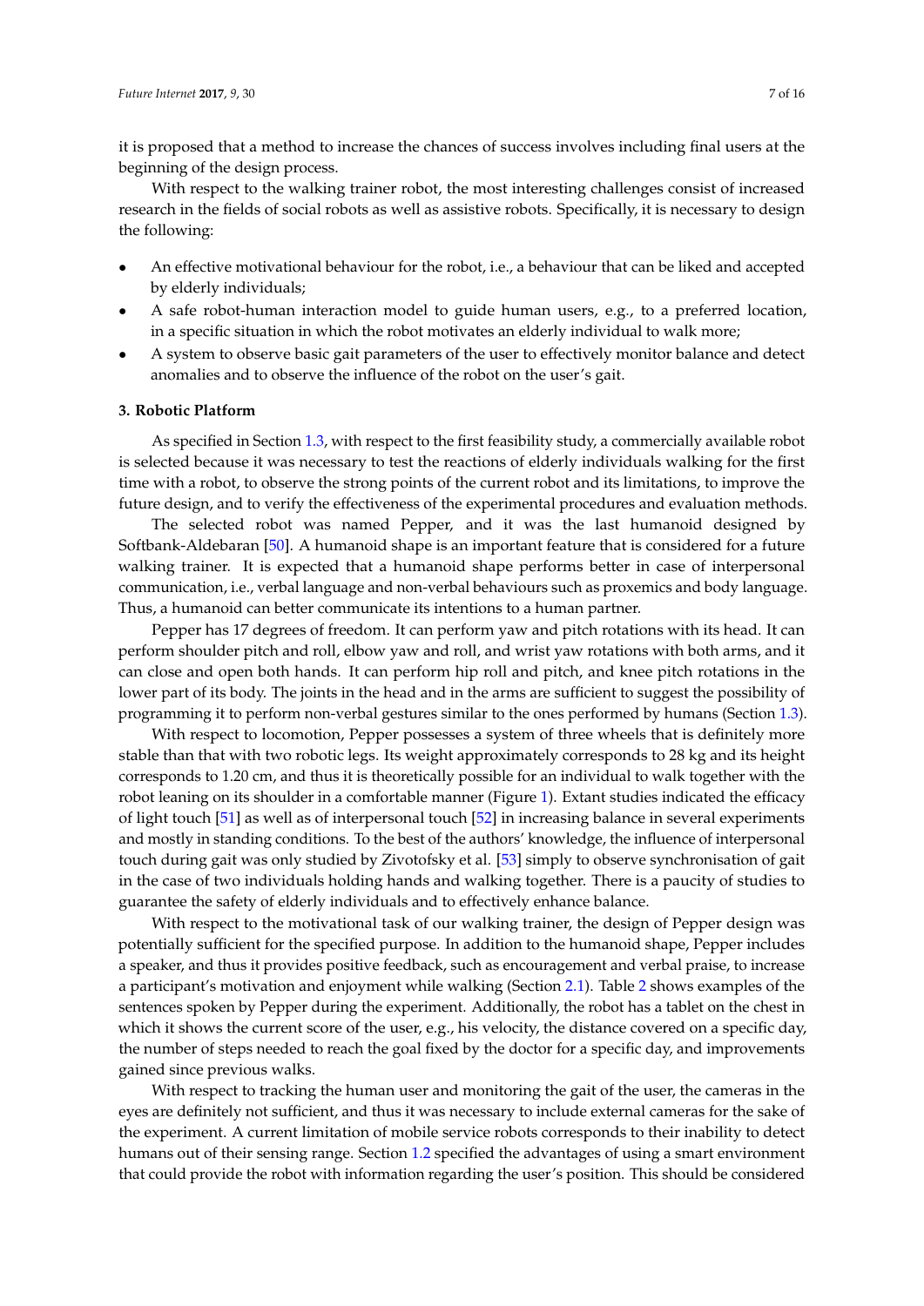it is proposed that a method to increase the chances of success involves including final users at the beginning of the design process.

With respect to the walking trainer robot, the most interesting challenges consist of increased research in the fields of social robots as well as assistive robots. Specifically, it is necessary to design the following:

- An effective motivational behaviour for the robot, i.e., a behaviour that can be liked and accepted by elderly individuals;
- A safe robot-human interaction model to guide human users, e.g., to a preferred location, in a specific situation in which the robot motivates an elderly individual to walk more;
- A system to observe basic gait parameters of the user to effectively monitor balance and detect anomalies and to observe the influence of the robot on the user's gait.

### 3. Robotic Platform

As specified in Section 1.3, with respect to the first feasibility study, a commercially available robot is selected because it was necessary to test the reactions of elderly individuals walking for the first time with a robot, to observe the strong points of the current robot and its limitations, to improve the future design, and to verify the effectiveness of the experimental procedures and evaluation methods.

The selected robot was named Pepper, and it was the last humanoid designed by Softbank-Aldebaran [50]. A humanoid shape is an important feature that is considered for a future walking trainer. It is expected that a humanoid shape performs better in case of interpersonal communication, i.e., verbal language and non-verbal behaviours such as proxemics and body language. Thus, a humanoid can better communicate its intentions to a human partner.

Pepper has 17 degrees of freedom. It can perform yaw and pitch rotations with its head. It can perform shoulder pitch and roll, elbow yaw and roll, and wrist yaw rotations with both arms, and it can close and open both hands. It can perform hip roll and pitch, and knee pitch rotations in the lower part of its body. The joints in the head and in the arms are sufficient to suggest the possibility of programming it to perform non-verbal gestures similar to the ones performed by humans (Section 1.3).

With respect to locomotion, Pepper possesses a system of three wheels that is definitely more stable than that with two robotic legs. Its weight approximately corresponds to 28 kg and its height corresponds to 1.20 cm, and thus it is theoretically possible for an individual to walk together with the robot leaning on its shoulder in a comfortable manner (Figure 1). Extant studies indicated the efficacy of light touch [51] as well as of interpersonal touch [52] in increasing balance in several experiments and mostly in standing conditions. To the best of the authors' knowledge, the influence of interpersonal touch during gait was only studied by Zivotofsky et al. [53] simply to observe synchronisation of gait in the case of two individuals holding hands and walking together. There is a paucity of studies to guarantee the safety of elderly individuals and to effectively enhance balance.

With respect to the motivational task of our walking trainer, the design of Pepper design was potentially sufficient for the specified purpose. In addition to the humanoid shape, Pepper includes a speaker, and thus it provides positive feedback, such as encouragement and verbal praise, to increase a participant's motivation and enjoyment while walking (Section 2.1). Table 2 shows examples of the sentences spoken by Pepper during the experiment. Additionally, the robot has a tablet on the chest in which it shows the current score of the user, e.g., his velocity, the distance covered on a specific day, the number of steps needed to reach the goal fixed by the doctor for a specific day, and improvements gained since previous walks.

With respect to tracking the human user and monitoring the gait of the user, the cameras in the eyes are definitely not sufficient, and thus it was necessary to include external cameras for the sake of the experiment. A current limitation of mobile service robots corresponds to their inability to detect humans out of their sensing range. Section 1.2 specified the advantages of using a smart environment that could provide the robot with information regarding the user's position. This should be considered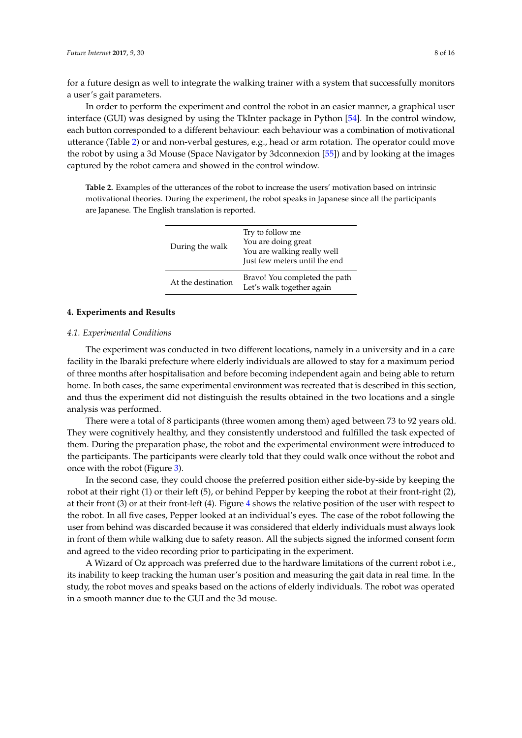for a future design as well to integrate the walking trainer with a system that successfully monitors a user's gait parameters.

In order to perform the experiment and control the robot in an easier manner, a graphical user interface (GUI) was designed by using the TkInter package in Python [54]. In the control window, each button corresponded to a different behaviour: each behaviour was a combination of motivational utterance (Table 2) or and non-verbal gestures, e.g., head or arm rotation. The operator could move the robot by using a 3d Mouse (Space Navigator by 3dconnexion [55]) and by looking at the images captured by the robot camera and showed in the control window.

**Table 2.** Examples of the utterances of the robot to increase the users' motivation based on intrinsic motivational theories. During the experiment, the robot speaks in Japanese since all the participants are Japanese. The English translation is reported.

| | |
|---|---|
| During the walk | Try to follow me<br>You are doing great<br>You are walking really well<br>Just few meters until the end |
| At the destination | Bravo! You completed the path<br>Let's walk together again |

## 4. Experiments and Results

### *4.1. Experimental Conditions*

The experiment was conducted in two different locations, namely in a university and in a care facility in the Ibaraki prefecture where elderly individuals are allowed to stay for a maximum period of three months after hospitalisation and before becoming independent again and being able to return home. In both cases, the same experimental environment was recreated that is described in this section, and thus the experiment did not distinguish the results obtained in the two locations and a single analysis was performed.

There were a total of 8 participants (three women among them) aged between 73 to 92 years old. They were cognitively healthy, and they consistently understood and fulfilled the task expected of them. During the preparation phase, the robot and the experimental environment were introduced to the participants. The participants were clearly told that they could walk once without the robot and once with the robot (Figure 3).

In the second case, they could choose the preferred position either side-by-side by keeping the robot at their right (1) or their left (5), or behind Pepper by keeping the robot at their front-right (2), at their front (3) or at their front-left (4). Figure 4 shows the relative position of the user with respect to the robot. In all five cases, Pepper looked at an individual's eyes. The case of the robot following the user from behind was discarded because it was considered that elderly individuals must always look in front of them while walking due to safety reason. All the subjects signed the informed consent form and agreed to the video recording prior to participating in the experiment.

A Wizard of Oz approach was preferred due to the hardware limitations of the current robot i.e., its inability to keep tracking the human user's position and measuring the gait data in real time. In the study, the robot moves and speaks based on the actions of elderly individuals. The robot was operated in a smooth manner due to the GUI and the 3d mouse.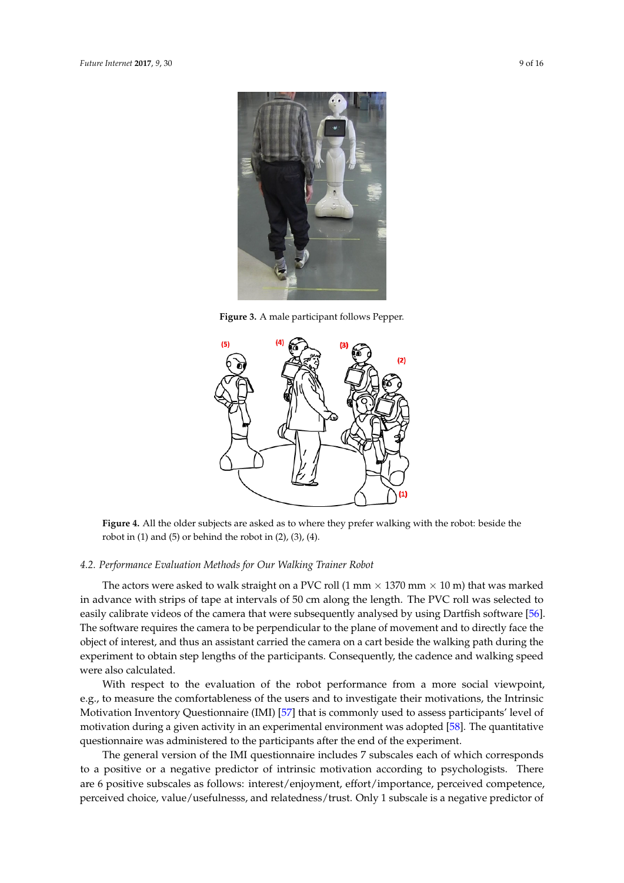**Figure 3.** A male participant follows Pepper.

**Figure 4.** All the older subjects are asked as to where they prefer walking with the robot: beside the robot in (1) and (5) or behind the robot in (2), (3), (4).

### *4.2. Performance Evaluation Methods for Our Walking Trainer Robot*

The actors were asked to walk straight on a PVC roll (1 mm × 1370 mm × 10 m) that was marked in advance with strips of tape at intervals of 50 cm along the length. The PVC roll was selected to easily calibrate videos of the camera that were subsequently analysed by using Dartfish software [56]. The software requires the camera to be perpendicular to the plane of movement and to directly face the object of interest, and thus an assistant carried the camera on a cart beside the walking path during the experiment to obtain step lengths of the participants. Consequently, the cadence and walking speed were also calculated.

With respect to the evaluation of the robot performance from a more social viewpoint, e.g., to measure the comfortableness of the users and to investigate their motivations, the Intrinsic Motivation Inventory Questionnaire (IMI) [57] that is commonly used to assess participants' level of motivation during a given activity in an experimental environment was adopted [58]. The quantitative questionnaire was administered to the participants after the end of the experiment.

The general version of the IMI questionnaire includes 7 subscales each of which corresponds to a positive or a negative predictor of intrinsic motivation according to psychologists. There are 6 positive subscales as follows: interest/enjoyment, effort/importance, perceived competence, perceived choice, value/usefulnesss, and relatedness/trust. Only 1 subscale is a negative predictor of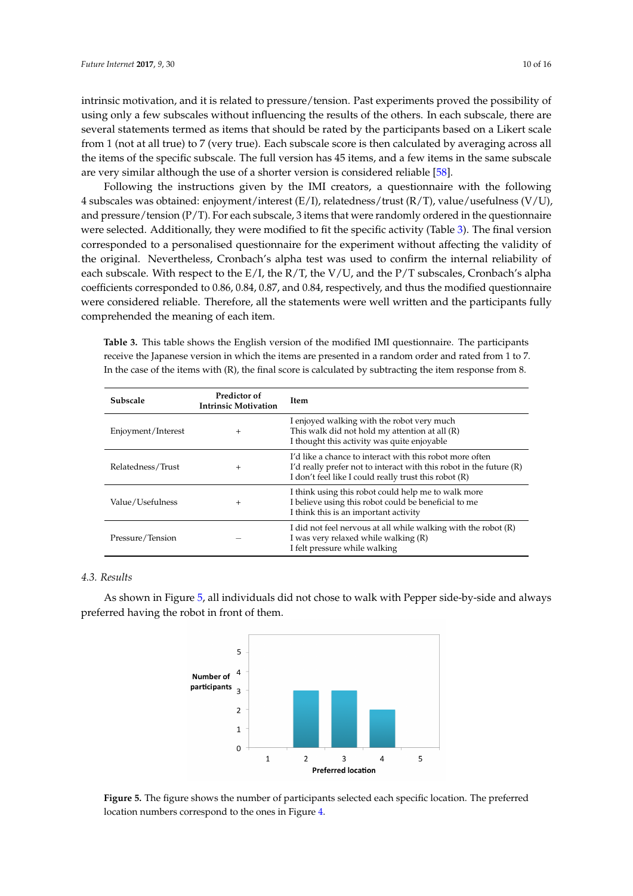intrinsic motivation, and it is related to pressure/tension. Past experiments proved the possibility of using only a few subscales without influencing the results of the others. In each subscale, there are several statements termed as items that should be rated by the participants based on a Likert scale from 1 (not at all true) to 7 (very true). Each subscale score is then calculated by averaging across all the items of the specific subscale. The full version has 45 items, and a few items in the same subscale are very similar although the use of a shorter version is considered reliable [58].

Following the instructions given by the IMI creators, a questionnaire with the following 4 subscales was obtained: enjoyment/interest (E/I), relatedness/trust (R/T), value/usefulness (V/U), and pressure/tension (P/T). For each subscale, 3 items that were randomly ordered in the questionnaire were selected. Additionally, they were modified to fit the specific activity (Table 3). The final version corresponded to a personalised questionnaire for the experiment without affecting the validity of the original. Nevertheless, Cronbach's alpha test was used to confirm the internal reliability of each subscale. With respect to the E/I, the R/T, the V/U, and the P/T subscales, Cronbach's alpha coefficients corresponded to 0.86, 0.84, 0.87, and 0.84, respectively, and thus the modified questionnaire were considered reliable. Therefore, all the statements were well written and the participants fully comprehended the meaning of each item.

**Table 3.** This table shows the English version of the modified IMI questionnaire. The participants receive the Japanese version in which the items are presented in a random order and rated from 1 to 7. In the case of the items with (R), the final score is calculated by subtracting the item response from 8.

| Subscale | Predictor of Intrinsic Motivation | Item |
|---|---|---|
| Enjoyment/Interest | + | I enjoyed walking with the robot very much<br>This walk did not hold my attention at all (R)<br>I thought this activity was quite enjoyable |
| Relatedness/Trust | + | I'd like a chance to interact with this robot more often<br>I'd really prefer not to interact with this robot in the future (R)<br>I don't feel like I could really trust this robot (R) |
| Value/Usefulness | + | I think using this robot could help me to walk more<br>I believe using this robot could be beneficial to me<br>I think this is an important activity |
| Pressure/Tension | − | I did not feel nervous at all while walking with the robot (R)<br>I was very relaxed while walking (R)<br>I felt pressure while walking |

### 4.3. Results

As shown in Figure 5, all individuals did not chose to walk with Pepper side-by-side and always preferred having the robot in front of them.

**Figure 5.** The figure shows the number of participants selected each specific location. The preferred location numbers correspond to the ones in Figure 4.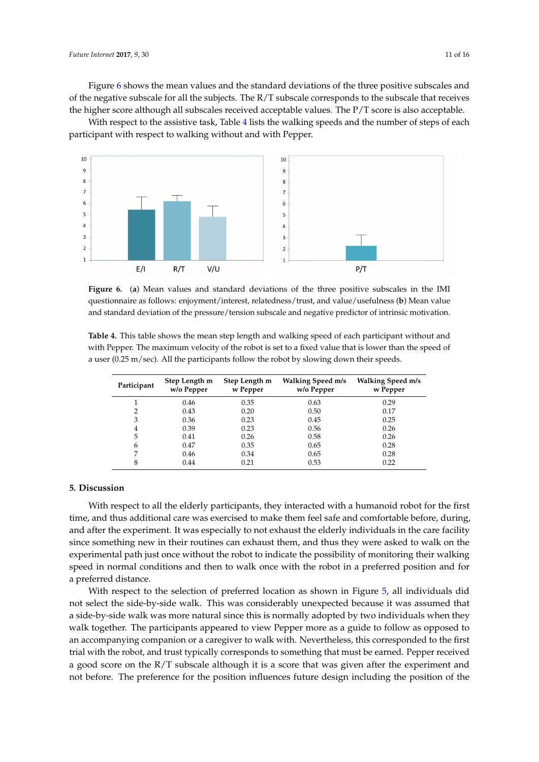Figure 6 shows the mean values and the standard deviations of the three positive subscales and of the negative subscale for all the subjects. The R/T subscale corresponds to the subscale that receives the higher score although all subscales received acceptable values. The P/T score is also acceptable.

With respect to the assistive task, Table 4 lists the walking speeds and the number of steps of each participant with respect to walking without and with Pepper.

**Figure 6.** (**a**) Mean values and standard deviations of the three positive subscales in the IMI questionnaire as follows: enjoyment/interest, relatedness/trust, and value/usefulness (**b**) Mean value and standard deviation of the pressure/tension subscale and negative predictor of intrinsic motivation.

**Table 4.** This table shows the mean step length and walking speed of each participant without and with Pepper. The maximum velocity of the robot is set to a fixed value that is lower than the speed of a user (0.25 m/sec). All the participants follow the robot by slowing down their speeds.

| Participant | Step Length m w/o Pepper | Step Length m w Pepper | Walking Speed m/s w/o Pepper | Walking Speed m/s w Pepper |
|---|---|---|---|---|
| 1 | 0.46 | 0.35 | 0.63 | 0.29 |
| 2 | 0.43 | 0.20 | 0.50 | 0.17 |
| 3 | 0.36 | 0.23 | 0.45 | 0.25 |
| 4 | 0.39 | 0.23 | 0.56 | 0.26 |
| 5 | 0.41 | 0.26 | 0.58 | 0.26 |
| 6 | 0.47 | 0.35 | 0.65 | 0.28 |
| 7 | 0.46 | 0.34 | 0.65 | 0.28 |
| 8 | 0.44 | 0.21 | 0.53 | 0.22 |

## 5. Discussion

With respect to all the elderly participants, they interacted with a humanoid robot for the first time, and thus additional care was exercised to make them feel safe and comfortable before, during, and after the experiment. It was especially to not exhaust the elderly individuals in the care facility since something new in their routines can exhaust them, and thus they were asked to walk on the experimental path just once without the robot to indicate the possibility of monitoring their walking speed in normal conditions and then to walk once with the robot in a preferred position and for a preferred distance.

With respect to the selection of preferred location as shown in Figure 5, all individuals did not select the side-by-side walk. This was considerably unexpected because it was assumed that a side-by-side walk was more natural since this is normally adopted by two individuals when they walk together. The participants appeared to view Pepper more as a guide to follow as opposed to an accompanying companion or a caregiver to walk with. Nevertheless, this corresponded to the first trial with the robot, and trust typically corresponds to something that must be earned. Pepper received a good score on the R/T subscale although it is a score that was given after the experiment and not before. The preference for the position influences future design including the position of the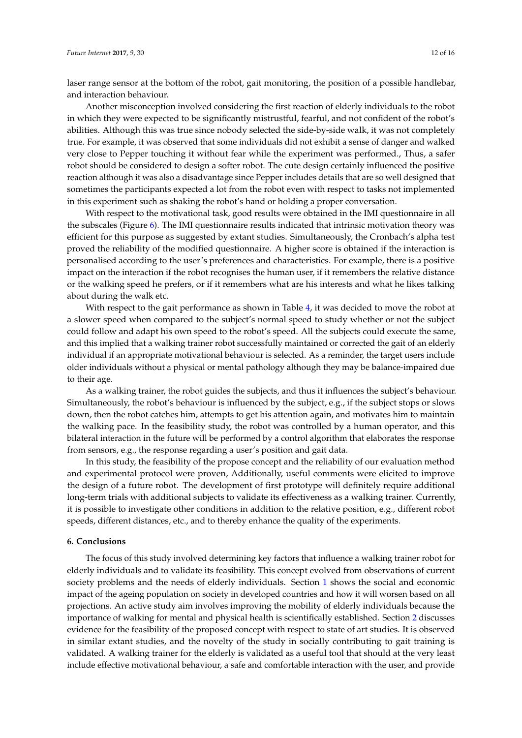laser range sensor at the bottom of the robot, gait monitoring, the position of a possible handlebar, and interaction behaviour.

Another misconception involved considering the first reaction of elderly individuals to the robot in which they were expected to be significantly mistrustful, fearful, and not confident of the robot's abilities. Although this was true since nobody selected the side-by-side walk, it was not completely true. For example, it was observed that some individuals did not exhibit a sense of danger and walked very close to Pepper touching it without fear while the experiment was performed., Thus, a safer robot should be considered to design a softer robot. The cute design certainly influenced the positive reaction although it was also a disadvantage since Pepper includes details that are so well designed that sometimes the participants expected a lot from the robot even with respect to tasks not implemented in this experiment such as shaking the robot's hand or holding a proper conversation.

With respect to the motivational task, good results were obtained in the IMI questionnaire in all the subscales (Figure 6). The IMI questionnaire results indicated that intrinsic motivation theory was efficient for this purpose as suggested by extant studies. Simultaneously, the Cronbach's alpha test proved the reliability of the modified questionnaire. A higher score is obtained if the interaction is personalised according to the user's preferences and characteristics. For example, there is a positive impact on the interaction if the robot recognises the human user, if it remembers the relative distance or the walking speed he prefers, or if it remembers what are his interests and what he likes talking about during the walk etc.

With respect to the gait performance as shown in Table 4, it was decided to move the robot at a slower speed when compared to the subject's normal speed to study whether or not the subject could follow and adapt his own speed to the robot's speed. All the subjects could execute the same, and this implied that a walking trainer robot successfully maintained or corrected the gait of an elderly individual if an appropriate motivational behaviour is selected. As a reminder, the target users include older individuals without a physical or mental pathology although they may be balance-impaired due to their age.

As a walking trainer, the robot guides the subjects, and thus it influences the subject's behaviour. Simultaneously, the robot's behaviour is influenced by the subject, e.g., if the subject stops or slows down, then the robot catches him, attempts to get his attention again, and motivates him to maintain the walking pace. In the feasibility study, the robot was controlled by a human operator, and this bilateral interaction in the future will be performed by a control algorithm that elaborates the response from sensors, e.g., the response regarding a user's position and gait data.

In this study, the feasibility of the propose concept and the reliability of our evaluation method and experimental protocol were proven, Additionally, useful comments were elicited to improve the design of a future robot. The development of first prototype will definitely require additional long-term trials with additional subjects to validate its effectiveness as a walking trainer. Currently, it is possible to investigate other conditions in addition to the relative position, e.g., different robot speeds, different distances, etc., and to thereby enhance the quality of the experiments.

## 6. Conclusions

The focus of this study involved determining key factors that influence a walking trainer robot for elderly individuals and to validate its feasibility. This concept evolved from observations of current society problems and the needs of elderly individuals. Section 1 shows the social and economic impact of the ageing population on society in developed countries and how it will worsen based on all projections. An active study aim involves improving the mobility of elderly individuals because the importance of walking for mental and physical health is scientifically established. Section 2 discusses evidence for the feasibility of the proposed concept with respect to state of art studies. It is observed in similar extant studies, and the novelty of the study in socially contributing to gait training is validated. A walking trainer for the elderly is validated as a useful tool that should at the very least include effective motivational behaviour, a safe and comfortable interaction with the user, and provide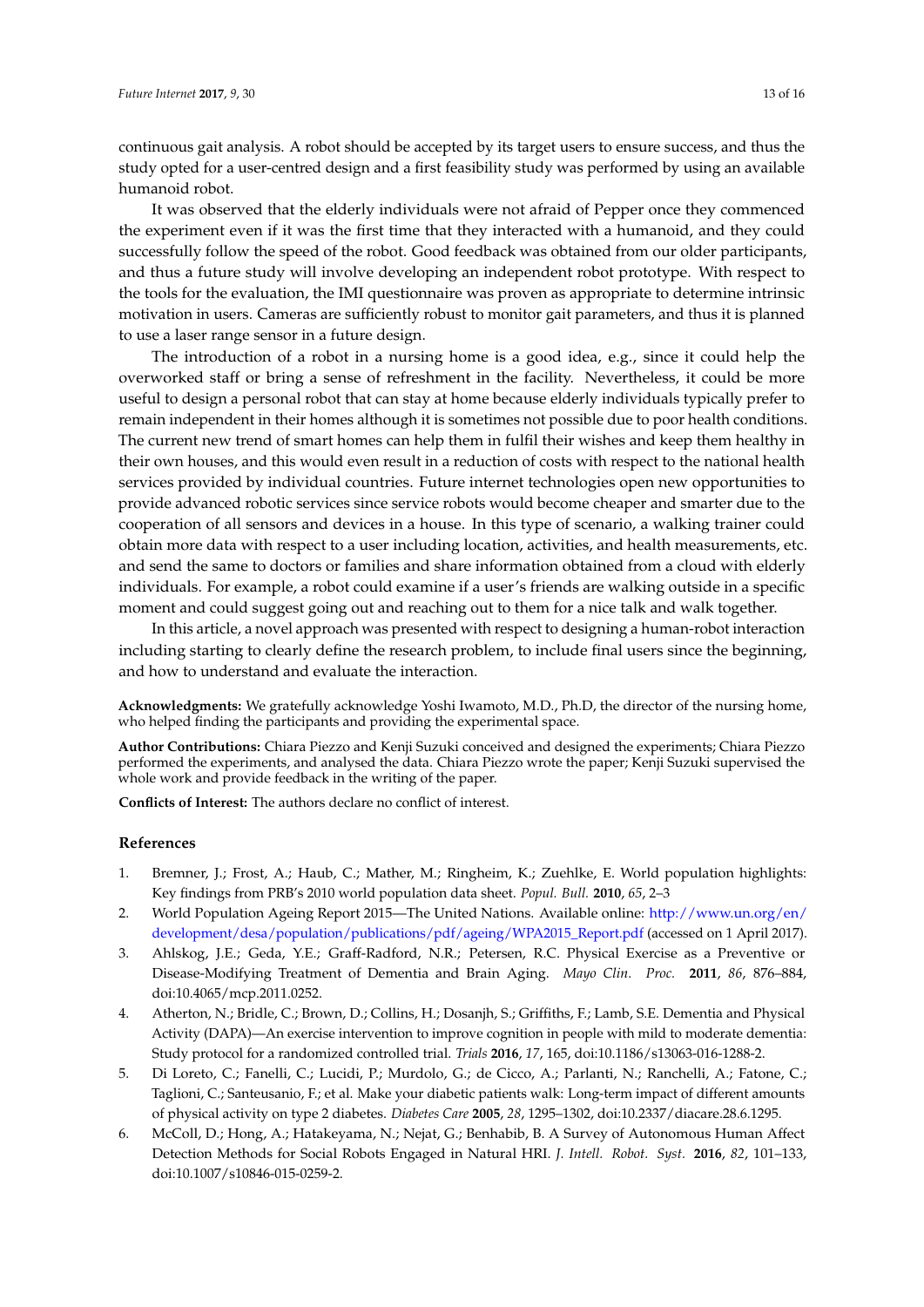continuous gait analysis. A robot should be accepted by its target users to ensure success, and thus the study opted for a user-centred design and a first feasibility study was performed by using an available humanoid robot.

It was observed that the elderly individuals were not afraid of Pepper once they commenced the experiment even if it was the first time that they interacted with a humanoid, and they could successfully follow the speed of the robot. Good feedback was obtained from our older participants, and thus a future study will involve developing an independent robot prototype. With respect to the tools for the evaluation, the IMI questionnaire was proven as appropriate to determine intrinsic motivation in users. Cameras are sufficiently robust to monitor gait parameters, and thus it is planned to use a laser range sensor in a future design.

The introduction of a robot in a nursing home is a good idea, e.g., since it could help the overworked staff or bring a sense of refreshment in the facility. Nevertheless, it could be more useful to design a personal robot that can stay at home because elderly individuals typically prefer to remain independent in their homes although it is sometimes not possible due to poor health conditions. The current new trend of smart homes can help them in fulfil their wishes and keep them healthy in their own houses, and this would even result in a reduction of costs with respect to the national health services provided by individual countries. Future internet technologies open new opportunities to provide advanced robotic services since service robots would become cheaper and smarter due to the cooperation of all sensors and devices in a house. In this type of scenario, a walking trainer could obtain more data with respect to a user including location, activities, and health measurements, etc. and send the same to doctors or families and share information obtained from a cloud with elderly individuals. For example, a robot could examine if a user's friends are walking outside in a specific moment and could suggest going out and reaching out to them for a nice talk and walk together.

In this article, a novel approach was presented with respect to designing a human-robot interaction including starting to clearly define the research problem, to include final users since the beginning, and how to understand and evaluate the interaction.

**Acknowledgments:** We gratefully acknowledge Yoshi Iwamoto, M.D., Ph.D, the director of the nursing home, who helped finding the participants and providing the experimental space.

**Author Contributions:** Chiara Piezzo and Kenji Suzuki conceived and designed the experiments; Chiara Piezzo performed the experiments, and analysed the data. Chiara Piezzo wrote the paper; Kenji Suzuki supervised the whole work and provide feedback in the writing of the paper.

**Conflicts of Interest:** The authors declare no conflict of interest.

## References

1. Bremner, J.; Frost, A.; Haub, C.; Mather, M.; Ringheim, K.; Zuehlke, E. World population highlights: Key findings from PRB's 2010 world population data sheet. *Popul. Bull.* **2010**, *65*, 2–3
2. World Population Ageing Report 2015—The United Nations. Available online: http://www.un.org/en/development/desa/population/publications/pdf/ageing/WPA2015_Report.pdf (accessed on 1 April 2017).
3. Ahlskog, J.E.; Geda, Y.E.; Graff-Radford, N.R.; Petersen, R.C. Physical Exercise as a Preventive or Disease-Modifying Treatment of Dementia and Brain Aging. *Mayo Clin. Proc.* **2011**, *86*, 876–884, doi:10.4065/mcp.2011.0252.
4. Atherton, N.; Bridle, C.; Brown, D.; Collins, H.; Dosanjh, S.; Griffiths, F.; Lamb, S.E. Dementia and Physical Activity (DAPA)—An exercise intervention to improve cognition in people with mild to moderate dementia: Study protocol for a randomized controlled trial. *Trials* **2016**, *17*, 165, doi:10.1186/s13063-016-1288-2.
5. Di Loreto, C.; Fanelli, C.; Lucidi, P.; Murdolo, G.; de Cicco, A.; Parlanti, N.; Ranchelli, A.; Fatone, C.; Taglioni, C.; Santeusanio, F.; et al. Make your diabetic patients walk: Long-term impact of different amounts of physical activity on type 2 diabetes. *Diabetes Care* **2005**, *28*, 1295–1302, doi:10.2337/diacare.28.6.1295.
6. McColl, D.; Hong, A.; Hatakeyama, N.; Nejat, G.; Benhabib, B. A Survey of Autonomous Human Affect Detection Methods for Social Robots Engaged in Natural HRI. *J. Intell. Robot. Syst.* **2016**, *82*, 101–133, doi:10.1007/s10846-015-0259-2.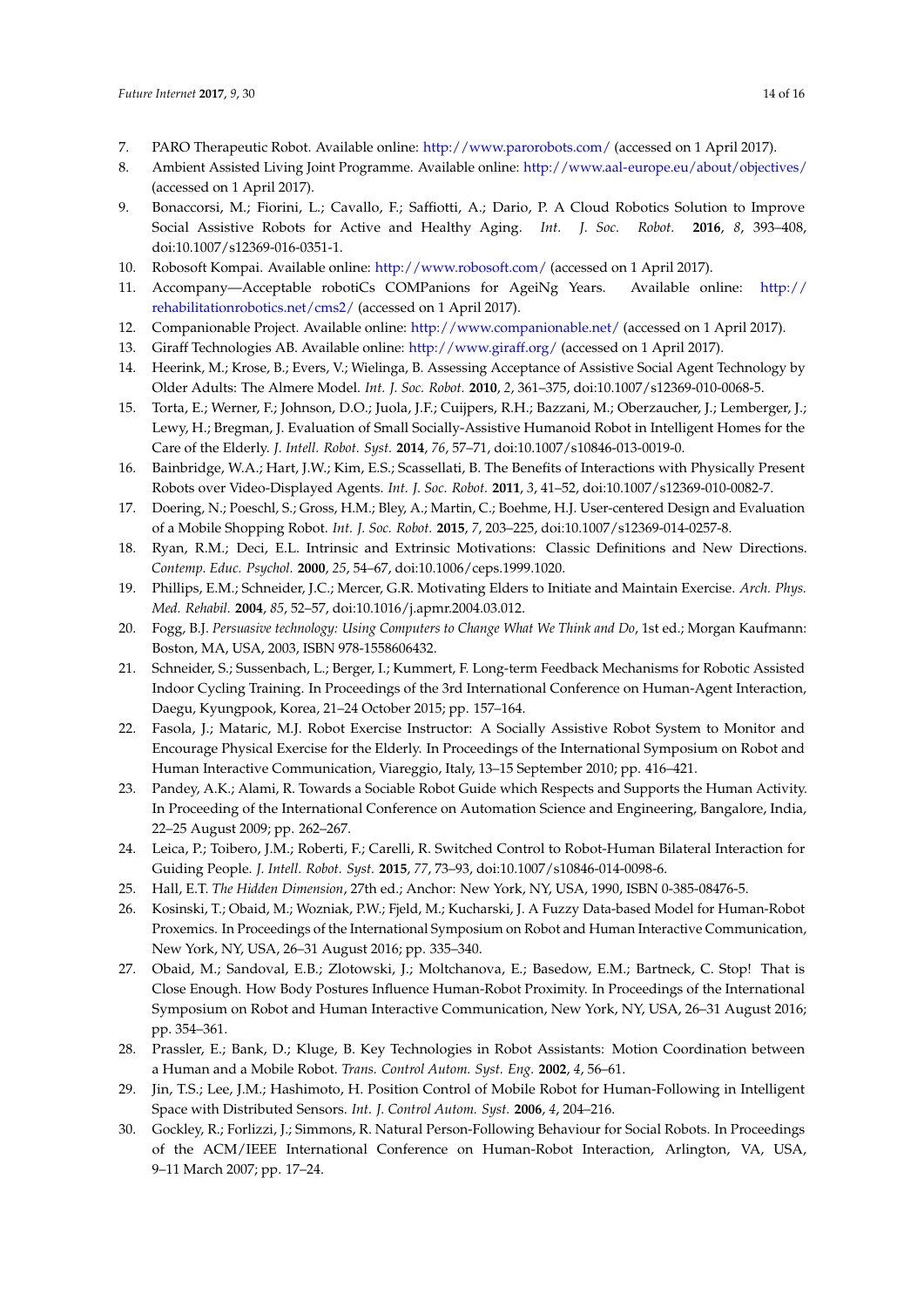7. PARO Therapeutic Robot. Available online: http://www.parorobots.com/ (accessed on 1 April 2017).
8. Ambient Assisted Living Joint Programme. Available online: http://www.aal-europe.eu/about/objectives/ (accessed on 1 April 2017).
9. Bonaccorsi, M.; Fiorini, L.; Cavallo, F.; Saffiotti, A.; Dario, P. A Cloud Robotics Solution to Improve Social Assistive Robots for Active and Healthy Aging. *Int. J. Soc. Robot.* **2016**, *8*, 393–408, doi:10.1007/s12369-016-0351-1.
10. Robosoft Kompai. Available online: http://www.robosoft.com/ (accessed on 1 April 2017).
11. Accompany—Acceptable robotiCs COMPanions for AgeiNg Years. Available online: http://rehabilitationrobotics.net/cms2/ (accessed on 1 April 2017).
12. Companionable Project. Available online: http://www.companionable.net/ (accessed on 1 April 2017).
13. Giraff Technologies AB. Available online: http://www.giraff.org/ (accessed on 1 April 2017).
14. Heerink, M.; Krose, B.; Evers, V.; Wielinga, B. Assessing Acceptance of Assistive Social Agent Technology by Older Adults: The Almere Model. *Int. J. Soc. Robot.* **2010**, *2*, 361–375, doi:10.1007/s12369-010-0068-5.
15. Torta, E.; Werner, F.; Johnson, D.O.; Juola, J.F.; Cuijpers, R.H.; Bazzani, M.; Oberzaucher, J.; Lemberger, J.; Lewy, H.; Bregman, J. Evaluation of Small Socially-Assistive Humanoid Robot in Intelligent Homes for the Care of the Elderly. *J. Intell. Robot. Syst.* **2014**, *76*, 57–71, doi:10.1007/s10846-013-0019-0.
16. Bainbridge, W.A.; Hart, J.W.; Kim, E.S.; Scassellati, B. The Benefits of Interactions with Physically Present Robots over Video-Displayed Agents. *Int. J. Soc. Robot.* **2011**, *3*, 41–52, doi:10.1007/s12369-010-0082-7.
17. Doering, N.; Poeschl, S.; Gross, H.M.; Bley, A.; Martin, C.; Boehme, H.J. User-centered Design and Evaluation of a Mobile Shopping Robot. *Int. J. Soc. Robot.* **2015**, *7*, 203–225, doi:10.1007/s12369-014-0257-8.
18. Ryan, R.M.; Deci, E.L. Intrinsic and Extrinsic Motivations: Classic Definitions and New Directions. *Contemp. Educ. Psychol.* **2000**, *25*, 54–67, doi:10.1006/ceps.1999.1020.
19. Phillips, E.M.; Schneider, J.C.; Mercer, G.R. Motivating Elders to Initiate and Maintain Exercise. *Arch. Phys. Med. Rehabil.* **2004**, *85*, 52–57, doi:10.1016/j.apmr.2004.03.012.
20. Fogg, B.J. *Persuasive technology: Using Computers to Change What We Think and Do*, 1st ed.; Morgan Kaufmann: Boston, MA, USA, 2003, ISBN 978-1558606432.
21. Schneider, S.; Sussenbach, L.; Berger, I.; Kummert, F. Long-term Feedback Mechanisms for Robotic Assisted Indoor Cycling Training. In Proceedings of the 3rd International Conference on Human-Agent Interaction, Daegu, Kyungpook, Korea, 21–24 October 2015; pp. 157–164.
22. Fasola, J.; Mataric, M.J. Robot Exercise Instructor: A Socially Assistive Robot System to Monitor and Encourage Physical Exercise for the Elderly. In Proceedings of the International Symposium on Robot and Human Interactive Communication, Viareggio, Italy, 13–15 September 2010; pp. 416–421.
23. Pandey, A.K.; Alami, R. Towards a Sociable Robot Guide which Respects and Supports the Human Activity. In Proceeding of the International Conference on Automation Science and Engineering, Bangalore, India, 22–25 August 2009; pp. 262–267.
24. Leica, P.; Toibero, J.M.; Roberti, F.; Carelli, R. Switched Control to Robot-Human Bilateral Interaction for Guiding People. *J. Intell. Robot. Syst.* **2015**, *77*, 73–93, doi:10.1007/s10846-014-0098-6.
25. Hall, E.T. *The Hidden Dimension*, 27th ed.; Anchor: New York, NY, USA, 1990, ISBN 0-385-08476-5.
26. Kosinski, T.; Obaid, M.; Wozniak, P.W.; Fjeld, M.; Kucharski, J. A Fuzzy Data-based Model for Human-Robot Proxemics. In Proceedings of the International Symposium on Robot and Human Interactive Communication, New York, NY, USA, 26–31 August 2016; pp. 335–340.
27. Obaid, M.; Sandoval, E.B.; Zlotowski, J.; Moltchanova, E.; Basedow, E.M.; Bartneck, C. Stop! That is Close Enough. How Body Postures Influence Human-Robot Proximity. In Proceedings of the International Symposium on Robot and Human Interactive Communication, New York, NY, USA, 26–31 August 2016; pp. 354–361.
28. Prassler, E.; Bank, D.; Kluge, B. Key Technologies in Robot Assistants: Motion Coordination between a Human and a Mobile Robot. *Trans. Control Autom. Syst. Eng.* **2002**, *4*, 56–61.
29. Jin, T.S.; Lee, J.M.; Hashimoto, H. Position Control of Mobile Robot for Human-Following in Intelligent Space with Distributed Sensors. *Int. J. Control Autom. Syst.* **2006**, *4*, 204–216.
30. Gockley, R.; Forlizzi, J.; Simmons, R. Natural Person-Following Behaviour for Social Robots. In Proceedings of the ACM/IEEE International Conference on Human-Robot Interaction, Arlington, VA, USA, 9–11 March 2007; pp. 17–24.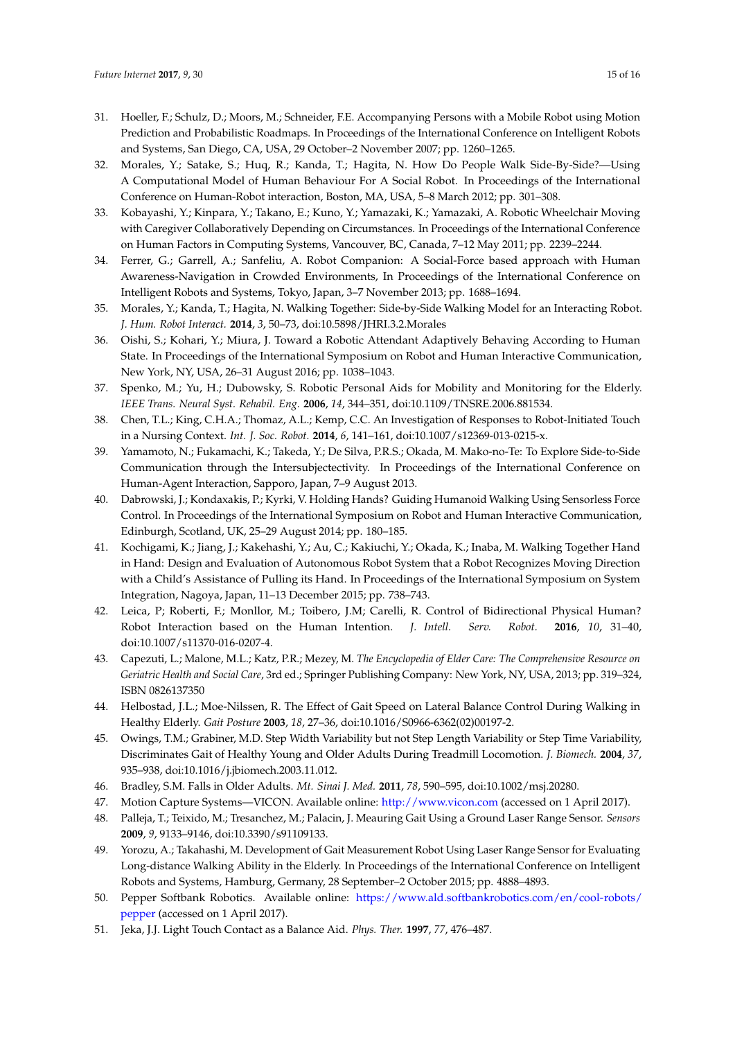31. Hoeller, F.; Schulz, D.; Moors, M.; Schneider, F.E. Accompanying Persons with a Mobile Robot using Motion Prediction and Probabilistic Roadmaps. In Proceedings of the International Conference on Intelligent Robots and Systems, San Diego, CA, USA, 29 October–2 November 2007; pp. 1260–1265.
32. Morales, Y.; Satake, S.; Huq, R.; Kanda, T.; Hagita, N. How Do People Walk Side-By-Side?—Using A Computational Model of Human Behaviour For A Social Robot. In Proceedings of the International Conference on Human-Robot interaction, Boston, MA, USA, 5–8 March 2012; pp. 301–308.
33. Kobayashi, Y.; Kinpara, Y.; Takano, E.; Kuno, Y.; Yamazaki, K.; Yamazaki, A. Robotic Wheelchair Moving with Caregiver Collaboratively Depending on Circumstances. In Proceedings of the International Conference on Human Factors in Computing Systems, Vancouver, BC, Canada, 7–12 May 2011; pp. 2239–2244.
34. Ferrer, G.; Garrell, A.; Sanfeliu, A. Robot Companion: A Social-Force based approach with Human Awareness-Navigation in Crowded Environments, In Proceedings of the International Conference on Intelligent Robots and Systems, Tokyo, Japan, 3–7 November 2013; pp. 1688–1694.
35. Morales, Y.; Kanda, T.; Hagita, N. Walking Together: Side-by-Side Walking Model for an Interacting Robot. *J. Hum. Robot Interact.* **2014**, *3*, 50–73, doi:10.5898/JHRI.3.2.Morales
36. Oishi, S.; Kohari, Y.; Miura, J. Toward a Robotic Attendant Adaptively Behaving According to Human State. In Proceedings of the International Symposium on Robot and Human Interactive Communication, New York, NY, USA, 26–31 August 2016; pp. 1038–1043.
37. Spenko, M.; Yu, H.; Dubowsky, S. Robotic Personal Aids for Mobility and Monitoring for the Elderly. *IEEE Trans. Neural Syst. Rehabil. Eng.* **2006**, *14*, 344–351, doi:10.1109/TNSRE.2006.881534.
38. Chen, T.L.; King, C.H.A.; Thomaz, A.L.; Kemp, C.C. An Investigation of Responses to Robot-Initiated Touch in a Nursing Context. *Int. J. Soc. Robot.* **2014**, *6*, 141–161, doi:10.1007/s12369-013-0215-x.
39. Yamamoto, N.; Fukamachi, K.; Takeda, Y.; De Silva, P.R.S.; Okada, M. Mako-no-Te: To Explore Side-to-Side Communication through the Intersubjectectivity. In Proceedings of the International Conference on Human-Agent Interaction, Sapporo, Japan, 7–9 August 2013.
40. Dabrowski, J.; Kondaxakis, P.; Kyrki, V. Holding Hands? Guiding Humanoid Walking Using Sensorless Force Control. In Proceedings of the International Symposium on Robot and Human Interactive Communication, Edinburgh, Scotland, UK, 25–29 August 2014; pp. 180–185.
41. Kochigami, K.; Jiang, J.; Kakehashi, Y.; Au, C.; Kakiuchi, Y.; Okada, K.; Inaba, M. Walking Together Hand in Hand: Design and Evaluation of Autonomous Robot System that a Robot Recognizes Moving Direction with a Child's Assistance of Pulling its Hand. In Proceedings of the International Symposium on System Integration, Nagoya, Japan, 11–13 December 2015; pp. 738–743.
42. Leica, P; Roberti, F.; Monllor, M.; Toibero, J.M; Carelli, R. Control of Bidirectional Physical Human? Robot Interaction based on the Human Intention. *J. Intell. Serv. Robot.* **2016**, *10*, 31–40, doi:10.1007/s11370-016-0207-4.
43. Capezuti, L.; Malone, M.L.; Katz, P.R.; Mezey, M. *The Encyclopedia of Elder Care: The Comprehensive Resource on Geriatric Health and Social Care*, 3rd ed.; Springer Publishing Company: New York, NY, USA, 2013; pp. 319–324, ISBN 0826137350
44. Helbostad, J.L.; Moe-Nilssen, R. The Effect of Gait Speed on Lateral Balance Control During Walking in Healthy Elderly. *Gait Posture* **2003**, *18*, 27–36, doi:10.1016/S0966-6362(02)00197-2.
45. Owings, T.M.; Grabiner, M.D. Step Width Variability but not Step Length Variability or Step Time Variability, Discriminates Gait of Healthy Young and Older Adults During Treadmill Locomotion. *J. Biomech.* **2004**, *37*, 935–938, doi:10.1016/j.jbiomech.2003.11.012.
46. Bradley, S.M. Falls in Older Adults. *Mt. Sinai J. Med.* **2011**, *78*, 590–595, doi:10.1002/msj.20280.
47. Motion Capture Systems—VICON. Available online: http://www.vicon.com (accessed on 1 April 2017).
48. Palleja, T.; Teixido, M.; Tresanchez, M.; Palacin, J. Meauring Gait Using a Ground Laser Range Sensor. *Sensors* **2009**, *9*, 9133–9146, doi:10.3390/s91109133.
49. Yorozu, A.; Takahashi, M. Development of Gait Measurement Robot Using Laser Range Sensor for Evaluating Long-distance Walking Ability in the Elderly. In Proceedings of the International Conference on Intelligent Robots and Systems, Hamburg, Germany, 28 September–2 October 2015; pp. 4888–4893.
50. Pepper Softbank Robotics. Available online: https://www.ald.softbankrobotics.com/en/cool-robots/pepper (accessed on 1 April 2017).
51. Jeka, J.J. Light Touch Contact as a Balance Aid. *Phys. Ther.* **1997**, *77*, 476–487.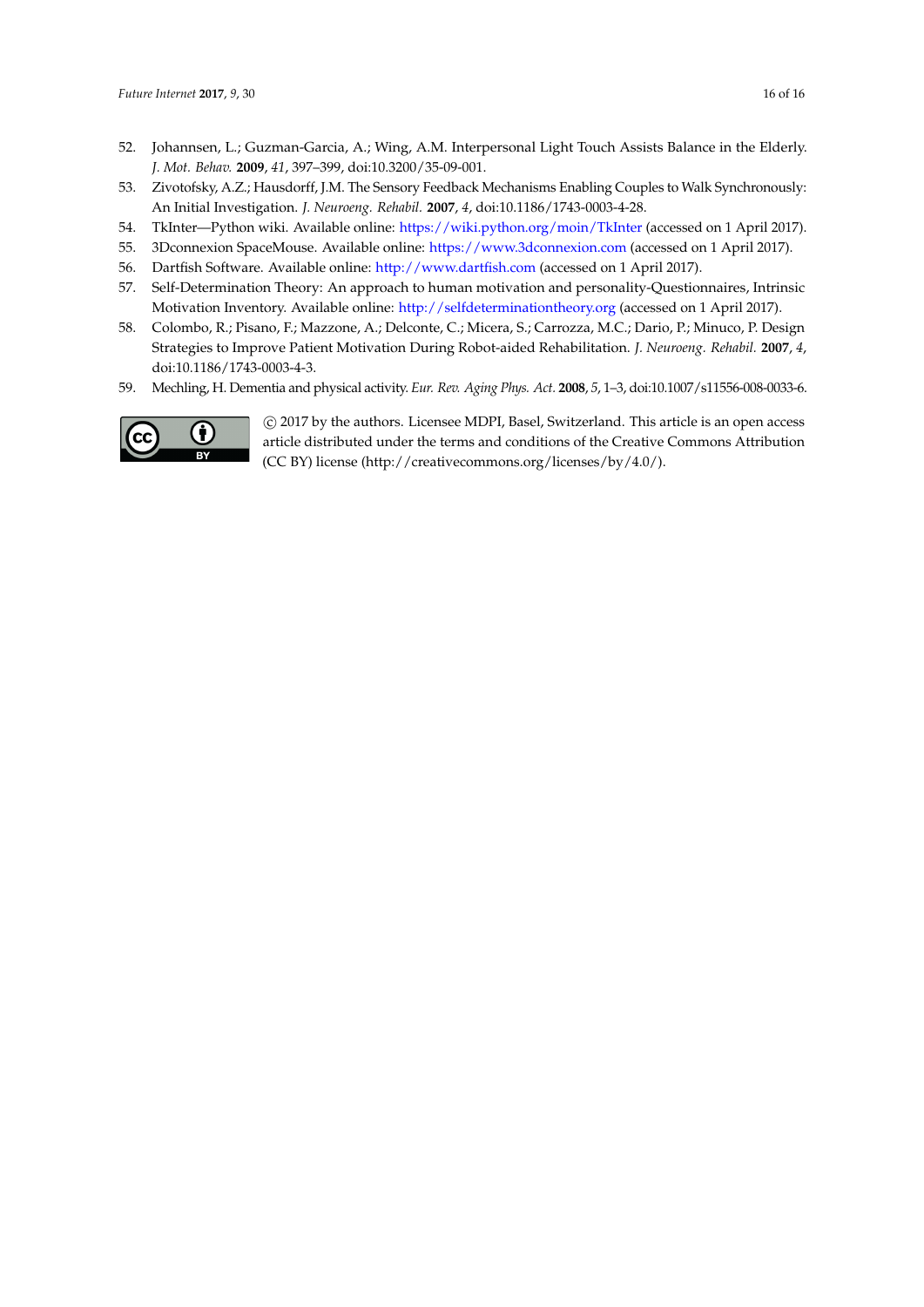52. Johannsen, L.; Guzman-Garcia, A.; Wing, A.M. Interpersonal Light Touch Assists Balance in the Elderly. *J. Mot. Behav.* **2009**, *41*, 397–399, doi:10.3200/35-09-001.
53. Zivotofsky, A.Z.; Hausdorff, J.M. The Sensory Feedback Mechanisms Enabling Couples to Walk Synchronously: An Initial Investigation. *J. Neuroeng. Rehabil.* **2007**, *4*, doi:10.1186/1743-0003-4-28.
54. TkInter—Python wiki. Available online: https://wiki.python.org/moin/TkInter (accessed on 1 April 2017).
55. 3Dconnexion SpaceMouse. Available online: https://www.3dconnexion.com (accessed on 1 April 2017).
56. Dartfish Software. Available online: http://www.dartfish.com (accessed on 1 April 2017).
57. Self-Determination Theory: An approach to human motivation and personality-Questionnaires, Intrinsic Motivation Inventory. Available online: http://selfdeterminationtheory.org (accessed on 1 April 2017).
58. Colombo, R.; Pisano, F.; Mazzone, A.; Delconte, C.; Micera, S.; Carrozza, M.C.; Dario, P.; Minuco, P. Design Strategies to Improve Patient Motivation During Robot-aided Rehabilitation. *J. Neuroeng. Rehabil.* **2007**, *4*, doi:10.1186/1743-0003-4-3.
59. Mechling, H. Dementia and physical activity. *Eur. Rev. Aging Phys. Act.* **2008**, *5*, 1–3, doi:10.1007/s11556-008-0033-6.

© 2017 by the authors. Licensee MDPI, Basel, Switzerland. This article is an open access article distributed under the terms and conditions of the Creative Commons Attribution (CC BY) license (http://creativecommons.org/licenses/by/4.0/).